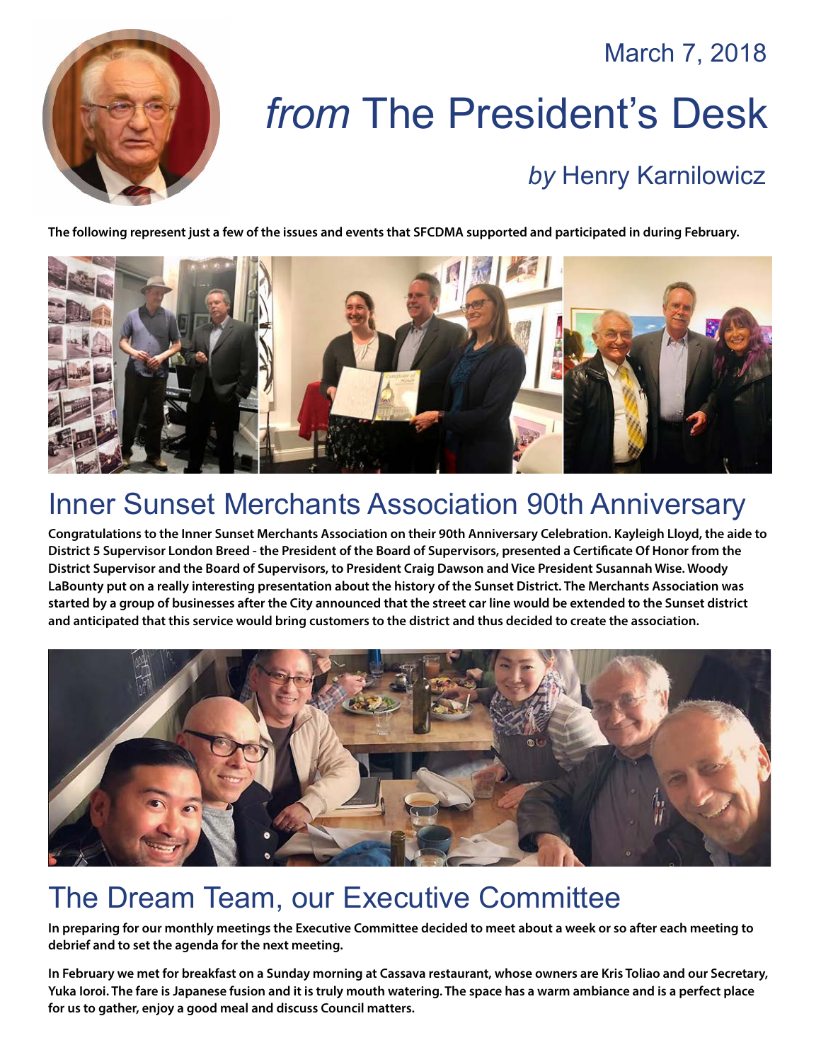March 7, 2018

# *from* The President's Desk

### *by* Henry Karnilowicz

**The following represent just a few of the issues and events that SFCDMA supported and participated in during February.**

## Inner Sunset Merchants Association 90th Anniversary

**Congratulations to the Inner Sunset Merchants Association on their 90th Anniversary Celebration. Kayleigh Lloyd, the aide to District 5 Supervisor London Breed - the President of the Board of Supervisors, presented a Certificate Of Honor from the District Supervisor and the Board of Supervisors, to President Craig Dawson and Vice President Susannah Wise. Woody LaBounty put on a really interesting presentation about the history of the Sunset District. The Merchants Association was started by a group of businesses after the City announced that the street car line would be extended to the Sunset district and anticipated that this service would bring customers to the district and thus decided to create the association.**

## The Dream Team, our Executive Committee

**In preparing for our monthly meetings the Executive Committee decided to meet about a week or so after each meeting to debrief and to set the agenda for the next meeting.**

**In February we met for breakfast on a Sunday morning at Cassava restaurant, whose owners are Kris Toliao and our Secretary, Yuka Ioroi. The fare is Japanese fusion and it is truly mouth watering. The space has a warm ambiance and is a perfect place for us to gather, enjoy a good meal and discuss Council matters.**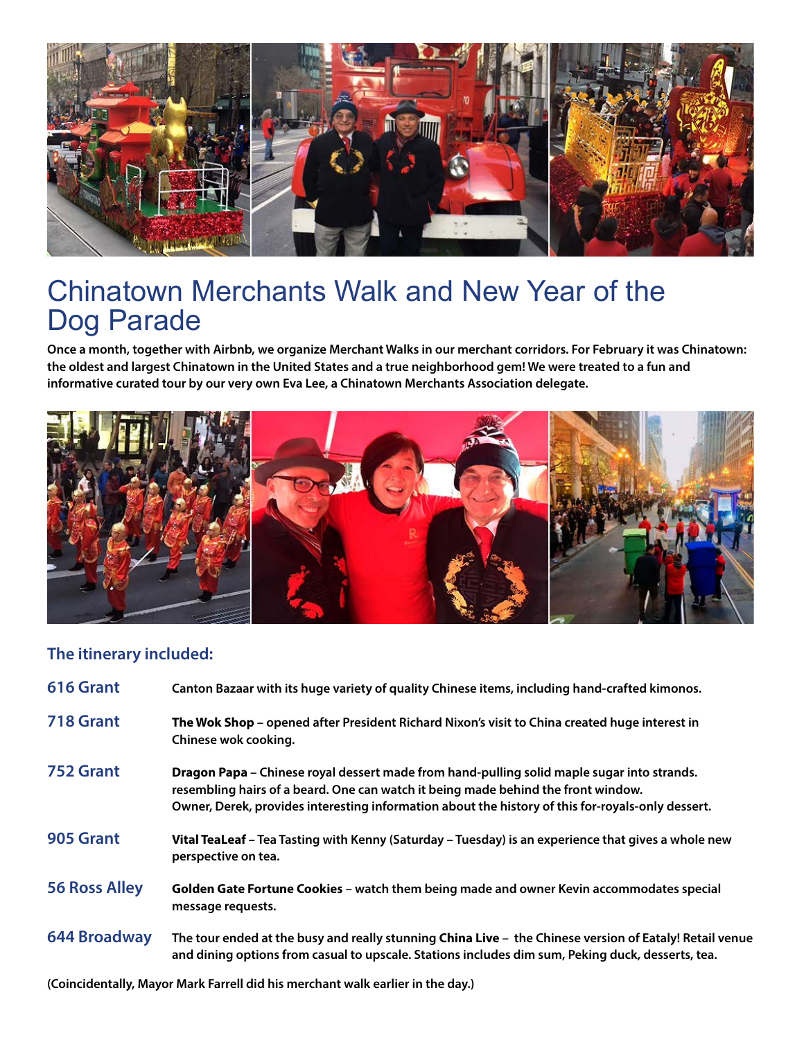# Chinatown Merchants Walk and New Year of the Dog Parade

**Once a month, together with Airbnb, we organize Merchant Walks in our merchant corridors. For February it was Chinatown: the oldest and largest Chinatown in the United States and a true neighborhood gem! We were treated to a fun and informative curated tour by our very own Eva Lee, a Chinatown Merchants Association delegate.**

### The itinerary included:

| | |
|---|---|
| **616 Grant** | **Canton Bazaar with its huge variety of quality Chinese items, including hand-crafted kimonos.** |
| **718 Grant** | **The Wok Shop – opened after President Richard Nixon's visit to China created huge interest in Chinese wok cooking.** |
| **752 Grant** | **Dragon Papa – Chinese royal dessert made from hand-pulling solid maple sugar into strands. resembling hairs of a beard. One can watch it being made behind the front window. Owner, Derek, provides interesting information about the history of this for-royals-only dessert.** |
| **905 Grant** | **Vital TeaLeaf – Tea Tasting with Kenny (Saturday – Tuesday) is an experience that gives a whole new perspective on tea.** |
| **56 Ross Alley** | **Golden Gate Fortune Cookies – watch them being made and owner Kevin accommodates special message requests.** |
| **644 Broadway** | **The tour ended at the busy and really stunning China Live – the Chinese version of Eataly! Retail venue and dining options from casual to upscale. Stations includes dim sum, Peking duck, desserts, tea.** |

**(Coincidentally, Mayor Mark Farrell did his merchant walk earlier in the day.)**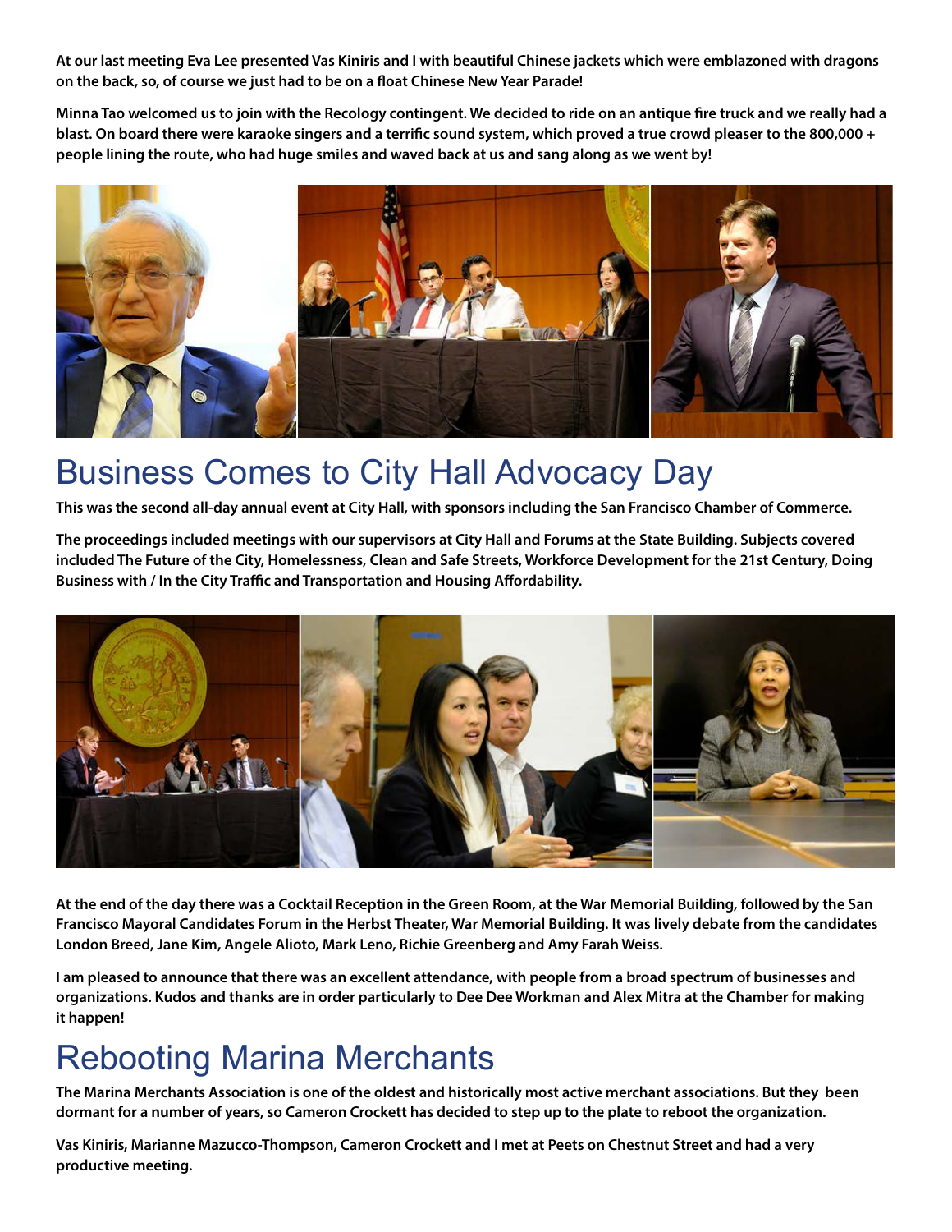**At our last meeting Eva Lee presented Vas Kiniris and I with beautiful Chinese jackets which were emblazoned with dragons on the back, so, of course we just had to be on a float Chinese New Year Parade!**

**Minna Tao welcomed us to join with the Recology contingent. We decided to ride on an antique fire truck and we really had a blast. On board there were karaoke singers and a terrific sound system, which proved a true crowd pleaser to the 800,000 + people lining the route, who had huge smiles and waved back at us and sang along as we went by!**

## Business Comes to City Hall Advocacy Day

**This was the second all-day annual event at City Hall, with sponsors including the San Francisco Chamber of Commerce.**

**The proceedings included meetings with our supervisors at City Hall and Forums at the State Building. Subjects covered included The Future of the City, Homelessness, Clean and Safe Streets, Workforce Development for the 21st Century, Doing Business with / In the City Traffic and Transportation and Housing Affordability.**

**At the end of the day there was a Cocktail Reception in the Green Room, at the War Memorial Building, followed by the San Francisco Mayoral Candidates Forum in the Herbst Theater, War Memorial Building. It was lively debate from the candidates London Breed, Jane Kim, Angele Alioto, Mark Leno, Richie Greenberg and Amy Farah Weiss.**

**I am pleased to announce that there was an excellent attendance, with people from a broad spectrum of businesses and organizations. Kudos and thanks are in order particularly to Dee Dee Workman and Alex Mitra at the Chamber for making it happen!**

## Rebooting Marina Merchants

**The Marina Merchants Association is one of the oldest and historically most active merchant associations. But they been dormant for a number of years, so Cameron Crockett has decided to step up to the plate to reboot the organization.**

**Vas Kiniris, Marianne Mazucco-Thompson, Cameron Crockett and I met at Peets on Chestnut Street and had a very productive meeting.**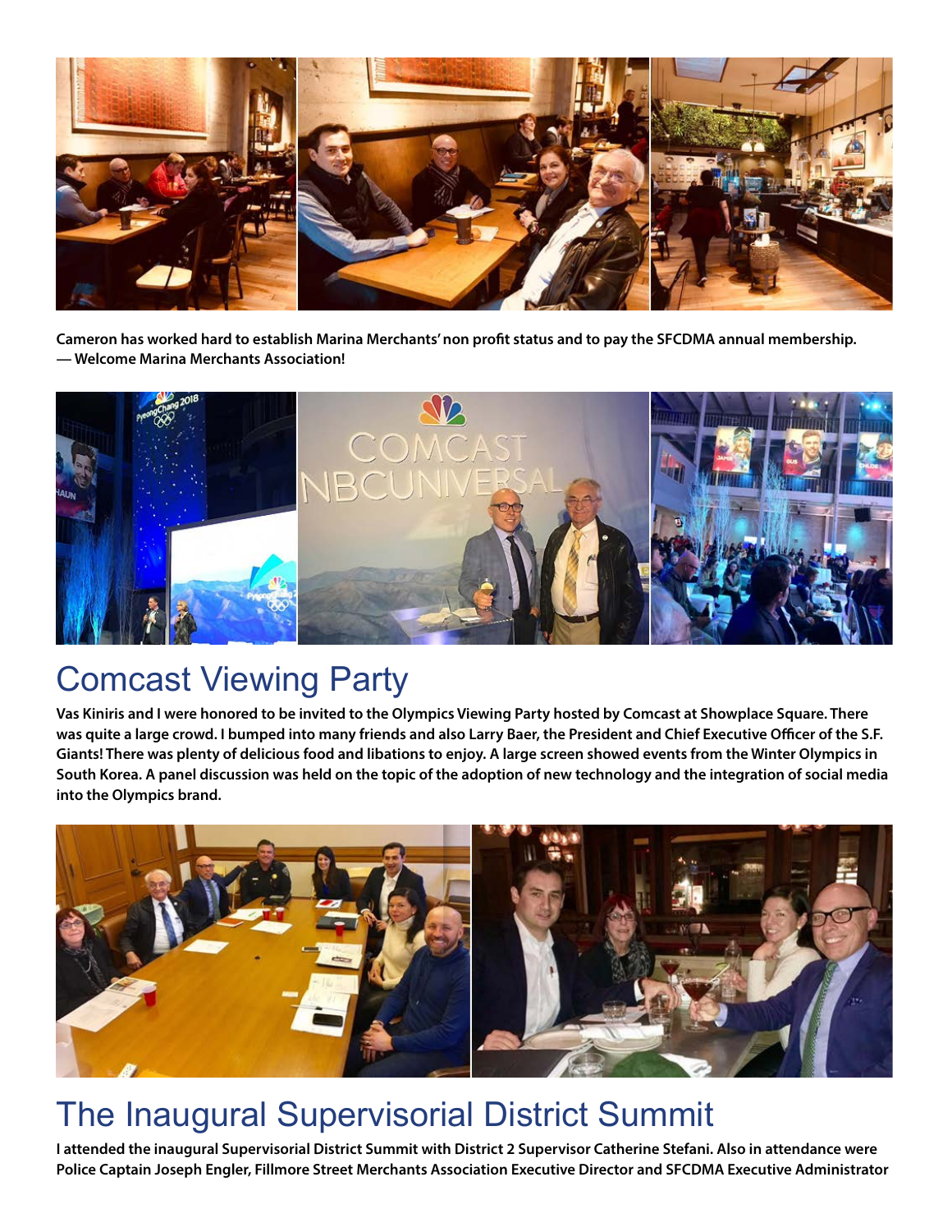**Cameron has worked hard to establish Marina Merchants' non profit status and to pay the SFCDMA annual membership. — Welcome Marina Merchants Association!**

## Comcast Viewing Party

**Vas Kiniris and I were honored to be invited to the Olympics Viewing Party hosted by Comcast at Showplace Square. There was quite a large crowd. I bumped into many friends and also Larry Baer, the President and Chief Executive Officer of the S.F. Giants! There was plenty of delicious food and libations to enjoy. A large screen showed events from the Winter Olympics in South Korea. A panel discussion was held on the topic of the adoption of new technology and the integration of social media into the Olympics brand.**

## The Inaugural Supervisorial District Summit

**I attended the inaugural Supervisorial District Summit with District 2 Supervisor Catherine Stefani. Also in attendance were Police Captain Joseph Engler, Fillmore Street Merchants Association Executive Director and SFCDMA Executive Administrator**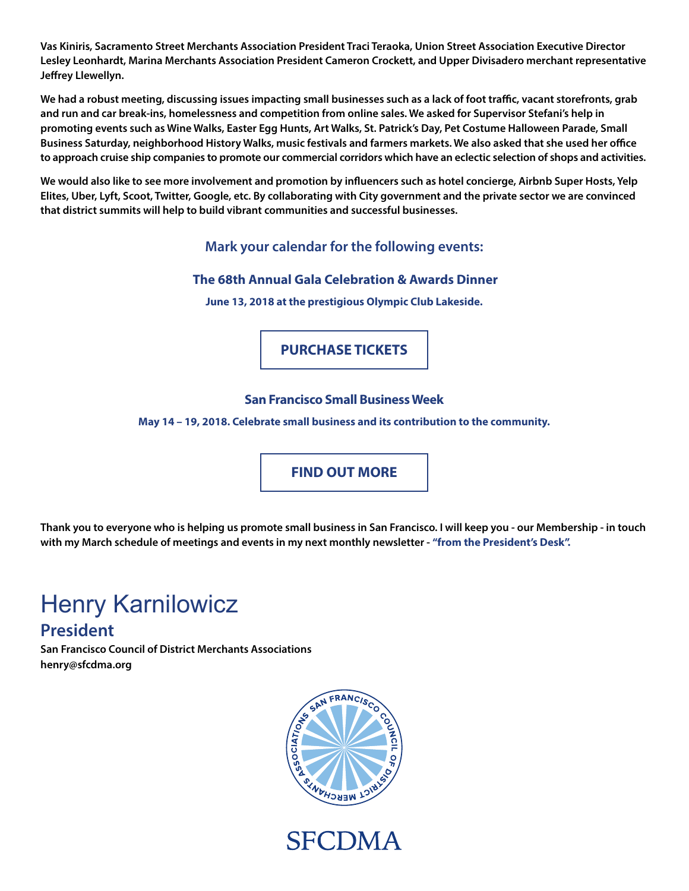**Vas Kiniris, Sacramento Street Merchants Association President Traci Teraoka, Union Street Association Executive Director Lesley Leonhardt, Marina Merchants Association President Cameron Crockett, and Upper Divisadero merchant representative Jeffrey Llewellyn.**

**We had a robust meeting, discussing issues impacting small businesses such as a lack of foot traffic, vacant storefronts, grab and run and car break-ins, homelessness and competition from online sales. We asked for Supervisor Stefani's help in promoting events such as Wine Walks, Easter Egg Hunts, Art Walks, St. Patrick's Day, Pet Costume Halloween Parade, Small Business Saturday, neighborhood History Walks, music festivals and farmers markets. We also asked that she used her office to approach cruise ship companies to promote our commercial corridors which have an eclectic selection of shops and activities.**

**We would also like to see more involvement and promotion by influencers such as hotel concierge, Airbnb Super Hosts, Yelp Elites, Uber, Lyft, Scoot, Twitter, Google, etc. By collaborating with City government and the private sector we are convinced that district summits will help to build vibrant communities and successful businesses.**

## Mark your calendar for the following events:

### The 68th Annual Gala Celebration & Awards Dinner

**June 13, 2018 at the prestigious Olympic Club Lakeside.**

**PURCHASE TICKETS**

### San Francisco Small Business Week

**May 14 – 19, 2018. Celebrate small business and its contribution to the community.**

**FIND OUT MORE**

**Thank you to everyone who is helping us promote small business in San Francisco. I will keep you - our Membership - in touch with my March schedule of meetings and events in my next monthly newsletter - "from the President's Desk".**

# Henry Karnilowicz

## President

**San Francisco Council of District Merchants Associations**
**henry@sfcdma.org**

SAN FRANCISCO COUNCIL OF DISTRICT MERCHANTS ASSOCIATIONS

SFCDMA